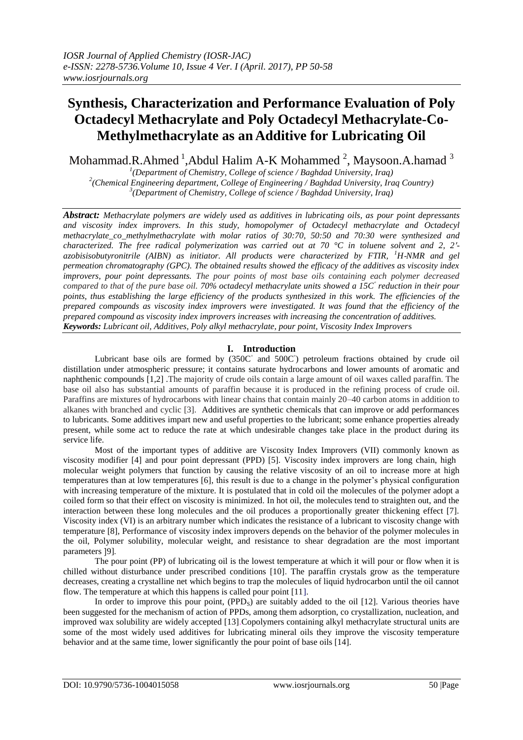# Synthesis, Characterization and Performance Evaluation of Poly Octadecyl Methacrylate and Poly Octadecyl Methacrylate-Co-Methylmethacrylate as an Additive for Lubricating Oil

Mohammad.R.Ahmed [1], Abdul Halim A-K Mohammed [2], Maysoon.A.hamad [3]

[1](Department of Chemistry, College of science / Baghdad University, Iraq)
[2](Chemical Engineering department, College of Engineering / Baghdad University, Iraq Country)
[3](Department of Chemistry, College of science / Baghdad University, Iraq)

***Abstract:*** *Methacrylate polymers are widely used as additives in lubricating oils, as pour point depressants and viscosity index improvers. In this study, homopolymer of Octadecyl methacrylate and Octadecyl methacrylate_co_methylmethacrylate with molar ratios of 30:70, 50:50 and 70:30 were synthesized and characterized. The free radical polymerization was carried out at 70 °C in toluene solvent and 2, 2′-azobisisobutyronitrile (AIBN) as initiator. All products were characterized by FTIR, $^{1}H$-NMR and gel permeation chromatography (GPC). The obtained results showed the efficacy of the additives as viscosity index improvers, pour point depressants. The pour points of most base oils containing each polymer decreased compared to that of the pure base oil. 70% octadecyl methacrylate units showed a 15C° reduction in their pour points, thus establishing the large efficiency of the products synthesized in this work. The efficiencies of the prepared compounds as viscosity index improvers were investigated. It was found that the efficiency of the prepared compound as viscosity index improvers increases with increasing the concentration of additives.*

***Keywords:*** *Lubricant oil, Additives, Poly alkyl methacrylate, pour point, Viscosity Index Improvers*

## I. Introduction

Lubricant base oils are formed by (350C° and 500C°) petroleum fractions obtained by crude oil distillation under atmospheric pressure; it contains saturate hydrocarbons and lower amounts of aromatic and naphthenic compounds [1,2] .The majority of crude oils contain a large amount of oil waxes called paraffin. The base oil also has substantial amounts of paraffin because it is produced in the refining process of crude oil. Paraffins are mixtures of hydrocarbons with linear chains that contain mainly 20–40 carbon atoms in addition to alkanes with branched and cyclic [3]. Additives are synthetic chemicals that can improve or add performances to lubricants. Some additives impart new and useful properties to the lubricant; some enhance properties already present, while some act to reduce the rate at which undesirable changes take place in the product during its service life.

Most of the important types of additive are Viscosity Index Improvers (VII) commonly known as viscosity modifier [4] and pour point depressant (PPD) [5]. Viscosity index improvers are long chain, high molecular weight polymers that function by causing the relative viscosity of an oil to increase more at high temperatures than at low temperatures [6], this result is due to a change in the polymer's physical configuration with increasing temperature of the mixture. It is postulated that in cold oil the molecules of the polymer adopt a coiled form so that their effect on viscosity is minimized. In hot oil, the molecules tend to straighten out, and the interaction between these long molecules and the oil produces a proportionally greater thickening effect [7]. Viscosity index (VI) is an arbitrary number which indicates the resistance of a lubricant to viscosity change with temperature [8], Performance of viscosity index improvers depends on the behavior of the polymer molecules in the oil, Polymer solubility, molecular weight, and resistance to shear degradation are the most important parameters ]9].

The pour point (PP) of lubricating oil is the lowest temperature at which it will pour or flow when it is chilled without disturbance under prescribed conditions [10]. The paraffin crystals grow as the temperature decreases, creating a crystalline net which begins to trap the molecules of liquid hydrocarbon until the oil cannot flow. The temperature at which this happens is called pour point [11].

In order to improve this pour point, ($PPD_S$) are suitably added to the oil [12]. Various theories have been suggested for the mechanism of action of PPDs, among them adsorption, co crystallization, nucleation, and improved wax solubility are widely accepted [13].Copolymers containing alkyl methacrylate structural units are some of the most widely used additives for lubricating mineral oils they improve the viscosity temperature behavior and at the same time, lower significantly the pour point of base oils [14].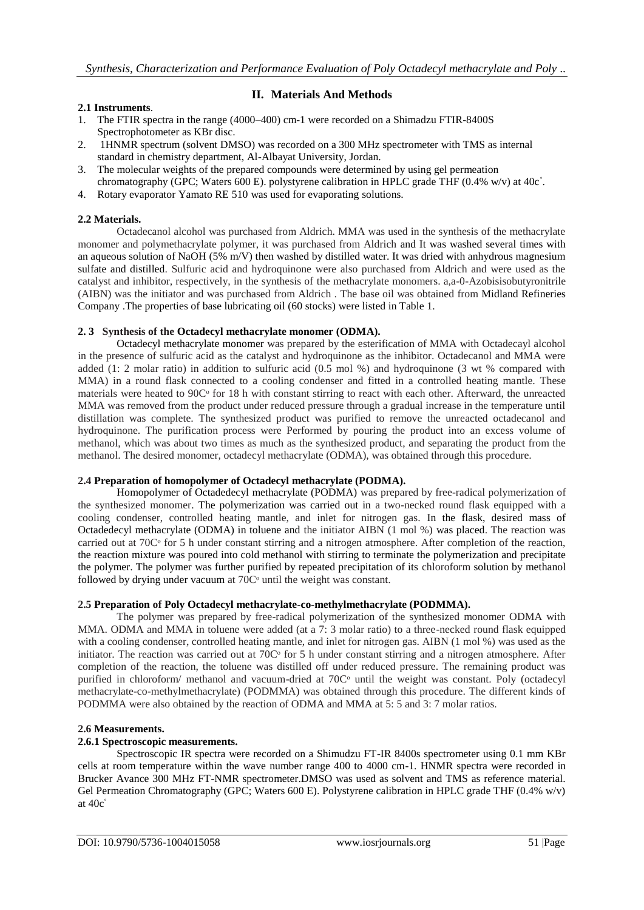## II. Materials And Methods

### 2.1 Instruments.

1. The FTIR spectra in the range (4000–400) cm-1 were recorded on a Shimadzu FTIR-8400S Spectrophotometer as KBr disc.
2. 1HNMR spectrum (solvent DMSO) was recorded on a 300 MHz spectrometer with TMS as internal standard in chemistry department, Al-Albayat University, Jordan.
3. The molecular weights of the prepared compounds were determined by using gel permeation chromatography (GPC; Waters 600 E). polystyrene calibration in HPLC grade THF (0.4% w/v) at 40c°.
4. Rotary evaporator Yamato RE 510 was used for evaporating solutions.

### 2.2 Materials.

Octadecanol alcohol was purchased from Aldrich. MMA was used in the synthesis of the methacrylate monomer and polymethacrylate polymer, it was purchased from Aldrich and It was washed several times with an aqueous solution of NaOH (5% m/V) then washed by distilled water. It was dried with anhydrous magnesium sulfate and distilled. Sulfuric acid and hydroquinone were also purchased from Aldrich and were used as the catalyst and inhibitor, respectively, in the synthesis of the methacrylate monomers. a,a-0-Azobisisobutyronitrile (AIBN) was the initiator and was purchased from Aldrich . The base oil was obtained from Midland Refineries Company .The properties of base lubricating oil (60 stocks) were listed in Table 1.

### 2. 3 Synthesis of the Octadecyl methacrylate monomer (ODMA).

Octadecyl methacrylate monomer was prepared by the esterification of MMA with Octadecayl alcohol in the presence of sulfuric acid as the catalyst and hydroquinone as the inhibitor. Octadecanol and MMA were added (1: 2 molar ratio) in addition to sulfuric acid (0.5 mol %) and hydroquinone (3 wt % compared with MMA) in a round flask connected to a cooling condenser and fitted in a controlled heating mantle. These materials were heated to 90C° for 18 h with constant stirring to react with each other. Afterward, the unreacted MMA was removed from the product under reduced pressure through a gradual increase in the temperature until distillation was complete. The synthesized product was purified to remove the unreacted octadecanol and hydroquinone. The purification process were Performed by pouring the product into an excess volume of methanol, which was about two times as much as the synthesized product, and separating the product from the methanol. The desired monomer, octadecyl methacrylate (ODMA), was obtained through this procedure.

### 2.4 Preparation of homopolymer of Octadecyl methacrylate (PODMA).

Homopolymer of Octadedecyl methacrylate (PODMA) was prepared by free-radical polymerization of the synthesized monomer. The polymerization was carried out in a two-necked round flask equipped with a cooling condenser, controlled heating mantle, and inlet for nitrogen gas. In the flask, desired mass of Octadedecyl methacrylate (ODMA) in toluene and the initiator AIBN (1 mol %) was placed. The reaction was carried out at 70C° for 5 h under constant stirring and a nitrogen atmosphere. After completion of the reaction, the reaction mixture was poured into cold methanol with stirring to terminate the polymerization and precipitate the polymer. The polymer was further purified by repeated precipitation of its chloroform solution by methanol followed by drying under vacuum at 70C° until the weight was constant.

### 2.5 Preparation of Poly Octadecyl methacrylate-co-methylmethacrylate (PODMMA).

The polymer was prepared by free-radical polymerization of the synthesized monomer ODMA with MMA. ODMA and MMA in toluene were added (at a 7: 3 molar ratio) to a three-necked round flask equipped with a cooling condenser, controlled heating mantle, and inlet for nitrogen gas. AIBN (1 mol %) was used as the initiator. The reaction was carried out at 70C° for 5 h under constant stirring and a nitrogen atmosphere. After completion of the reaction, the toluene was distilled off under reduced pressure. The remaining product was purified in chloroform/ methanol and vacuum-dried at 70C° until the weight was constant. Poly (octadecyl methacrylate-co-methylmethacrylate) (PODMMA) was obtained through this procedure. The different kinds of PODMMA were also obtained by the reaction of ODMA and MMA at 5: 5 and 3: 7 molar ratios.

### 2.6 Measurements.

#### 2.6.1 Spectroscopic measurements.

Spectroscopic IR spectra were recorded on a Shimudzu FT-IR 8400s spectrometer using 0.1 mm KBr cells at room temperature within the wave number range 400 to 4000 cm-1. HNMR spectra were recorded in Brucker Avance 300 MHz FT-NMR spectrometer.DMSO was used as solvent and TMS as reference material. Gel Permeation Chromatography (GPC; Waters 600 E). Polystyrene calibration in HPLC grade THF (0.4% w/v) at 40c°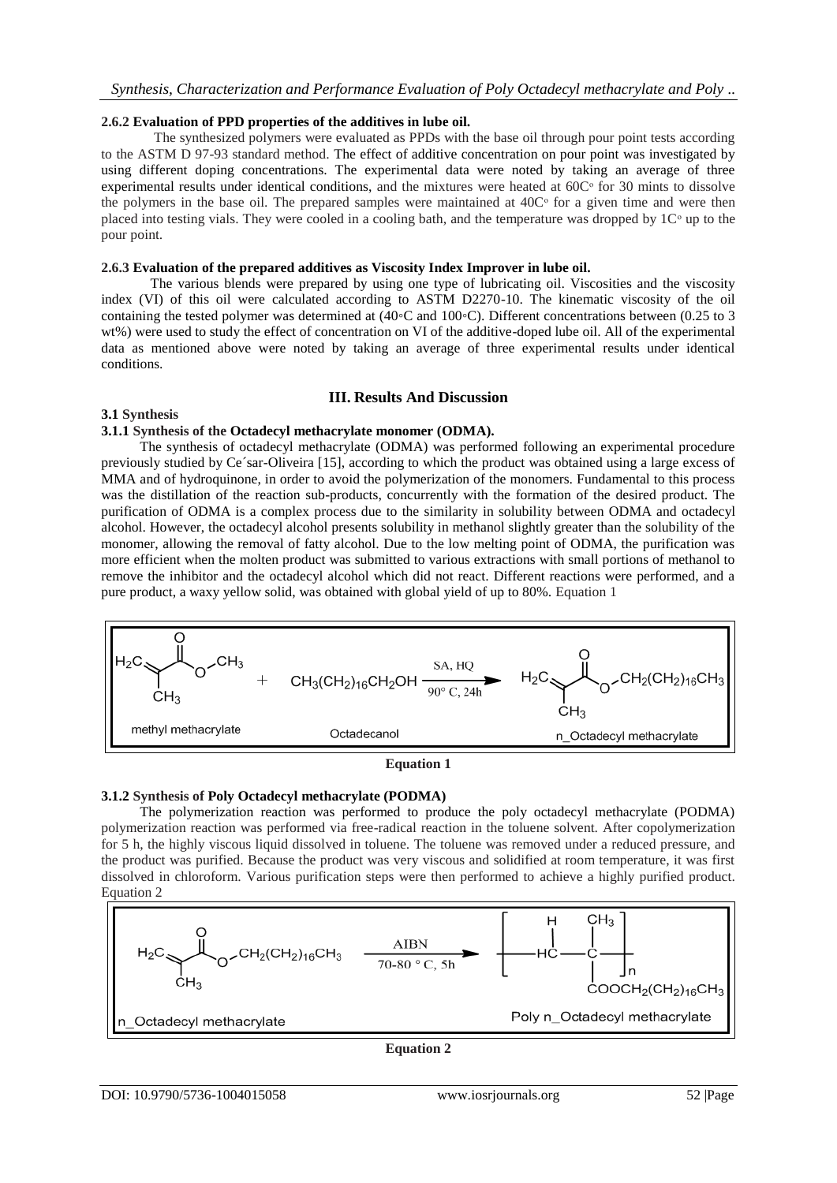#### 2.6.2 Evaluation of PPD properties of the additives in lube oil.

The synthesized polymers were evaluated as PPDs with the base oil through pour point tests according to the ASTM D 97-93 standard method. The effect of additive concentration on pour point was investigated by using different doping concentrations. The experimental data were noted by taking an average of three experimental results under identical conditions, and the mixtures were heated at 60C° for 30 mints to dissolve the polymers in the base oil. The prepared samples were maintained at 40C° for a given time and were then placed into testing vials. They were cooled in a cooling bath, and the temperature was dropped by 1C° up to the pour point.

#### 2.6.3 Evaluation of the prepared additives as Viscosity Index Improver in lube oil.

The various blends were prepared by using one type of lubricating oil. Viscosities and the viscosity index (VI) of this oil were calculated according to ASTM D2270-10. The kinematic viscosity of the oil containing the tested polymer was determined at (40◦C and 100◦C). Different concentrations between (0.25 to 3 wt%) were used to study the effect of concentration on VI of the additive-doped lube oil. All of the experimental data as mentioned above were noted by taking an average of three experimental results under identical conditions.

## III. Results And Discussion

### 3.1 Synthesis

#### 3.1.1 Synthesis of the Octadecyl methacrylate monomer (ODMA).

The synthesis of octadecyl methacrylate (ODMA) was performed following an experimental procedure previously studied by Ce´sar-Oliveira [15], according to which the product was obtained using a large excess of MMA and of hydroquinone, in order to avoid the polymerization of the monomers. Fundamental to this process was the distillation of the reaction sub-products, concurrently with the formation of the desired product. The purification of ODMA is a complex process due to the similarity in solubility between ODMA and octadecyl alcohol. However, the octadecyl alcohol presents solubility in methanol slightly greater than the solubility of the monomer, allowing the removal of fatty alcohol. Due to the low melting point of ODMA, the purification was more efficient when the molten product was submitted to various extractions with small portions of methanol to remove the inhibitor and the octadecyl alcohol which did not react. Different reactions were performed, and a pure product, a waxy yellow solid, was obtained with global yield of up to 80%. Equation 1

$$H_2C=C(CH_3)COOCH_3 + CH_3(CH_2)_{16}CH_2OH \xrightarrow[90^\circ C,\ 24h]{SA,\ HQ} H_2C=C(CH_3)COOCH_2(CH_2)_{16}CH_3$$

methyl methacrylate + Octadecanol → n_Octadecyl methacrylate

**Equation 1**

#### 3.1.2 Synthesis of Poly Octadecyl methacrylate (PODMA)

The polymerization reaction was performed to produce the poly octadecyl methacrylate (PODMA) polymerization reaction was performed via free-radical reaction in the toluene solvent. After copolymerization for 5 h, the highly viscous liquid dissolved in toluene. The toluene was removed under a reduced pressure, and the product was purified. Because the product was very viscous and solidified at room temperature, it was first dissolved in chloroform. Various purification steps were then performed to achieve a highly purified product. Equation 2

$$H_2C=C(CH_3)COOCH_2(CH_2)_{16}CH_3 \xrightarrow[70\text{-}80\ ^\circ C,\ 5h]{AIBN} \left[ -HC(H)-C(CH_3)(COOCH_2(CH_2)_{16}CH_3)- \right]_n$$

n_Octadecyl methacrylate → Poly n_Octadecyl methacrylate

**Equation 2**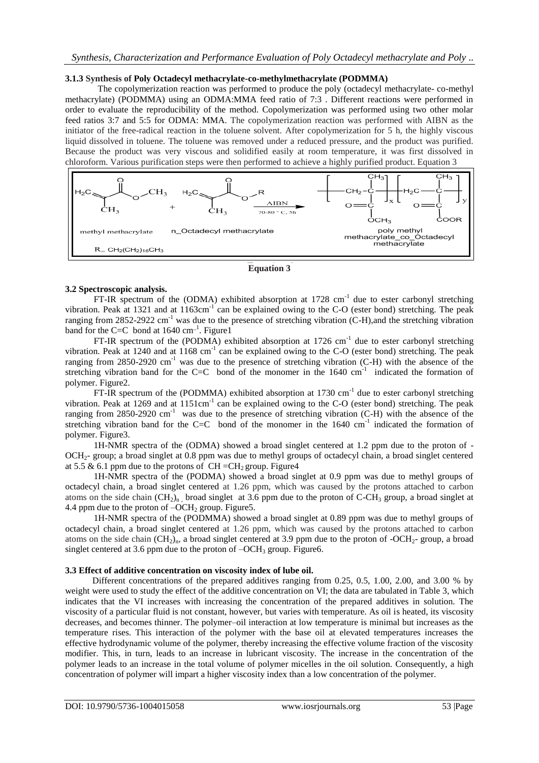### 3.1.3 Synthesis of Poly Octadecyl methacrylate-co-methylmethacrylate (PODMMA)

The copolymerization reaction was performed to produce the poly (octadecyl methacrylate- co-methyl methacrylate) (PODMMA) using an ODMA:MMA feed ratio of 7:3 . Different reactions were performed in order to evaluate the reproducibility of the method. Copolymerization was performed using two other molar feed ratios 3:7 and 5:5 for ODMA: MMA. The copolymerization reaction was performed with AIBN as the initiator of the free-radical reaction in the toluene solvent. After copolymerization for 5 h, the highly viscous liquid dissolved in toluene. The toluene was removed under a reduced pressure, and the product was purified. Because the product was very viscous and solidified easily at room temperature, it was first dissolved in chloroform. Various purification steps were then performed to achieve a highly purified product. Equation 3

methyl methacrylate + n_Octadecyl methacrylate $\xrightarrow[70\text{-}80\ ^\circ C,\ 5h]{AIBN}$ poly methyl methacrylate_co_Octadecyl methacrylate

$R = CH_2(CH_2)_{16}CH_3$

**Equation 3**

### 3.2 Spectroscopic analysis.

FT-IR spectrum of the (ODMA) exhibited absorption at 1728 $cm^{-1}$ due to ester carbonyl stretching vibration. Peak at 1321 and at 1163$cm^{-1}$ can be explained owing to the C-O (ester bond) stretching. The peak ranging from 2852-2922 $cm^{-1}$ was due to the presence of stretching vibration (C-H),and the stretching vibration band for the C=C bond at 1640 $cm^{-1}$. Figure1

FT-IR spectrum of the (PODMA) exhibited absorption at 1726 $cm^{-1}$ due to ester carbonyl stretching vibration. Peak at 1240 and at 1168 $cm^{-1}$ can be explained owing to the C-O (ester bond) stretching. The peak ranging from 2850-2920 $cm^{-1}$ was due to the presence of stretching vibration (C-H) with the absence of the stretching vibration band for the C=C bond of the monomer in the 1640 $cm^{-1}$ indicated the formation of polymer. Figure2.

FT-IR spectrum of the (PODMMA) exhibited absorption at 1730 $cm^{-1}$ due to ester carbonyl stretching vibration. Peak at 1269 and at 1151$cm^{-1}$ can be explained owing to the C-O (ester bond) stretching. The peak ranging from 2850-2920 $cm^{-1}$ was due to the presence of stretching vibration (C-H) with the absence of the stretching vibration band for the C=C bond of the monomer in the 1640 $cm^{-1}$ indicated the formation of polymer. Figure3.

1H-NMR spectra of the (ODMA) showed a broad singlet centered at 1.2 ppm due to the proton of -$OCH_2$- group; a broad singlet at 0.8 ppm was due to methyl groups of octadecyl chain, a broad singlet centered at 5.5 & 6.1 ppm due to the protons of $CH=CH_2$ group. Figure4

1H-NMR spectra of the (PODMA) showed a broad singlet at 0.9 ppm was due to methyl groups of octadecyl chain, a broad singlet centered at 1.26 ppm, which was caused by the protons attached to carbon atoms on the side chain $(CH_2)_n$ , broad singlet at 3.6 ppm due to the proton of C-$CH_3$ group, a broad singlet at 4.4 ppm due to the proton of –$OCH_2$ group. Figure5.

1H-NMR spectra of the (PODMMA) showed a broad singlet at 0.89 ppm was due to methyl groups of octadecyl chain, a broad singlet centered at 1.26 ppm, which was caused by the protons attached to carbon atoms on the side chain $(CH_2)_n$, a broad singlet centered at 3.9 ppm due to the proton of -$OCH_2$- group, a broad singlet centered at 3.6 ppm due to the proton of –$OCH_3$ group. Figure6.

### 3.3 Effect of additive concentration on viscosity index of lube oil.

Different concentrations of the prepared additives ranging from 0.25, 0.5, 1.00, 2.00, and 3.00 % by weight were used to study the effect of the additive concentration on VI; the data are tabulated in Table 3, which indicates that the VI increases with increasing the concentration of the prepared additives in solution. The viscosity of a particular fluid is not constant, however, but varies with temperature. As oil is heated, its viscosity decreases, and becomes thinner. The polymer–oil interaction at low temperature is minimal but increases as the temperature rises. This interaction of the polymer with the base oil at elevated temperatures increases the effective hydrodynamic volume of the polymer, thereby increasing the effective volume fraction of the viscosity modifier. This, in turn, leads to an increase in lubricant viscosity. The increase in the concentration of the polymer leads to an increase in the total volume of polymer micelles in the oil solution. Consequently, a high concentration of polymer will impart a higher viscosity index than a low concentration of the polymer.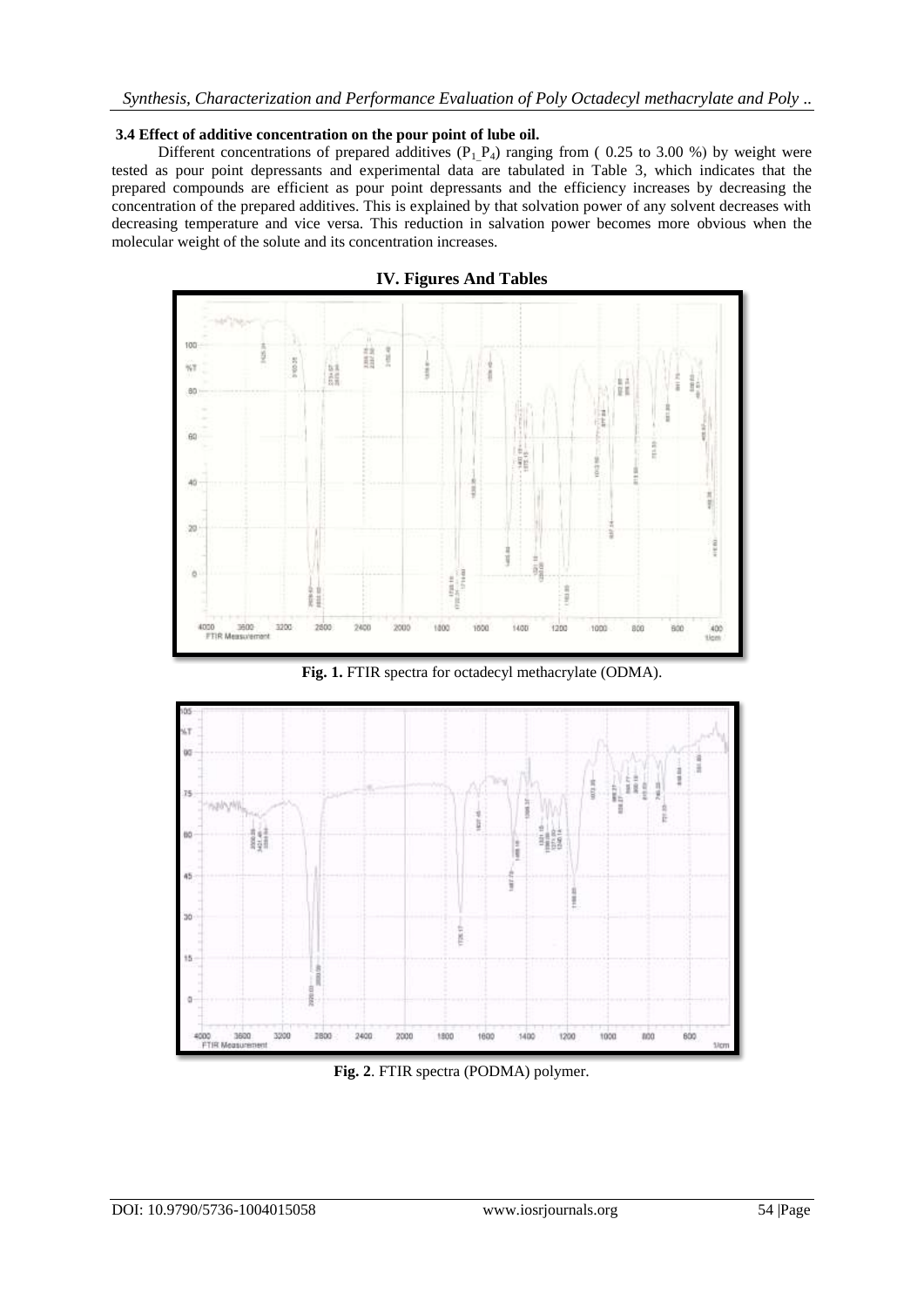### 3.4 Effect of additive concentration on the pour point of lube oil.

Different concentrations of prepared additives ($P_1$_$P_4$) ranging from ( 0.25 to 3.00 %) by weight were tested as pour point depressants and experimental data are tabulated in Table 3, which indicates that the prepared compounds are efficient as pour point depressants and the efficiency increases by decreasing the concentration of the prepared additives. This is explained by that solvation power of any solvent decreases with decreasing temperature and vice versa. This reduction in salvation power becomes more obvious when the molecular weight of the solute and its concentration increases.

## IV. Figures And Tables

**Fig. 1.** FTIR spectra for octadecyl methacrylate (ODMA).

**Fig. 2**. FTIR spectra (PODMA) polymer.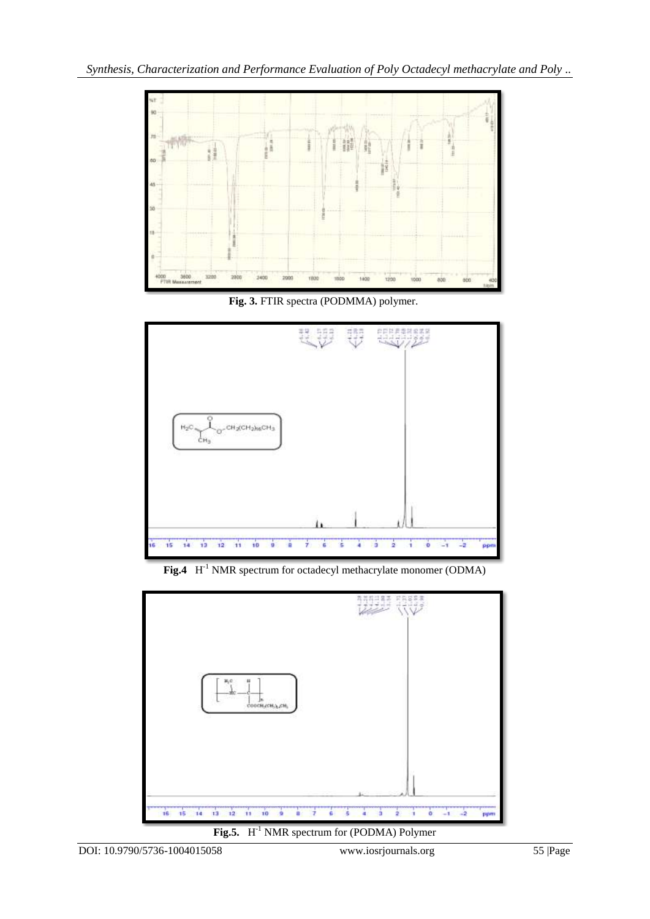**Fig. 3.** FTIR spectra (PODMMA) polymer.

**Fig.4** $H^{-1}$ NMR spectrum for octadecyl methacrylate monomer (ODMA)

**Fig.5.** $H^{-1}$ NMR spectrum for (PODMA) Polymer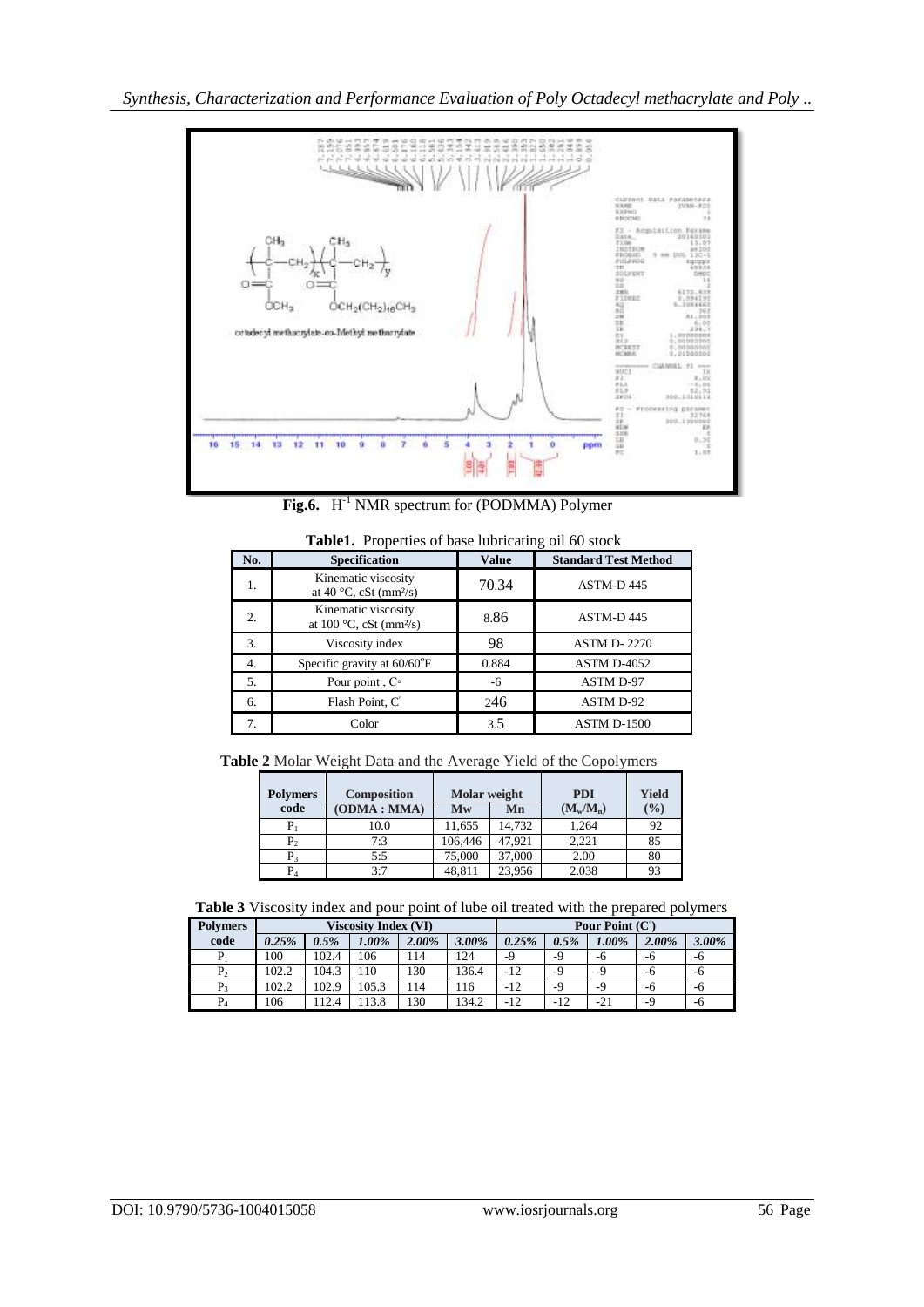**Fig.6.** $H^{-1}$ NMR spectrum for (PODMMA) Polymer

**Table1.** Properties of base lubricating oil 60 stock

| No. | Specification | Value | Standard Test Method |
|---|---|---|---|
| 1. | Kinematic viscosity at 40 °C, cSt ($mm^2/s$) | 70.34 | ASTM-D 445 |
| 2. | Kinematic viscosity at 100 °C, cSt ($mm^2/s$) | 8.86 | ASTM-D 445 |
| 3. | Viscosity index | 98 | ASTM D- 2270 |
| 4. | Specific gravity at 60/60°F | 0.884 | ASTM D-4052 |
| 5. | Pour point , C° | -6 | ASTM D-97 |
| 6. | Flash Point, C° | 246 | ASTM D-92 |
| 7. | Color | 3.5 | ASTM D-1500 |

**Table 2** Molar Weight Data and the Average Yield of the Copolymers

| Polymers code | Composition (ODMA : MMA) | Molar weight | | PDI ($M_w/M_n$) | Yield (%) |
|---|---|---|---|---|---|
| | | Mw | Mn | | |
| $P_1$ | 10.0 | 11,655 | 14,732 | 1.264 | 92 |
| $P_2$ | 7:3 | 106,446 | 47,921 | 2.221 | 85 |
| $P_3$ | 5:5 | 75,000 | 37,000 | 2.00 | 80 |
| $P_4$ | 3:7 | 48,811 | 23,956 | 2.038 | 93 |

**Table 3** Viscosity index and pour point of lube oil treated with the prepared polymers

| Polymers code | Viscosity Index (VI) | | | | | Pour Point (C°) | | | | |
|---|---|---|---|---|---|---|---|---|---|---|
| | *0.25%* | *0.5%* | *1.00%* | *2.00%* | *3.00%* | *0.25%* | *0.5%* | *1.00%* | *2.00%* | *3.00%* |
| $P_1$ | 100 | 102.4 | 106 | 114 | 124 | -9 | -9 | -6 | -6 | -6 |
| $P_2$ | 102.2 | 104.3 | 110 | 130 | 136.4 | -12 | -9 | -9 | -6 | -6 |
| $P_3$ | 102.2 | 102.9 | 105.3 | 114 | 116 | -12 | -9 | -9 | -6 | -6 |
| $P_4$ | 106 | 112.4 | 113.8 | 130 | 134.2 | -12 | -12 | -21 | -9 | -6 |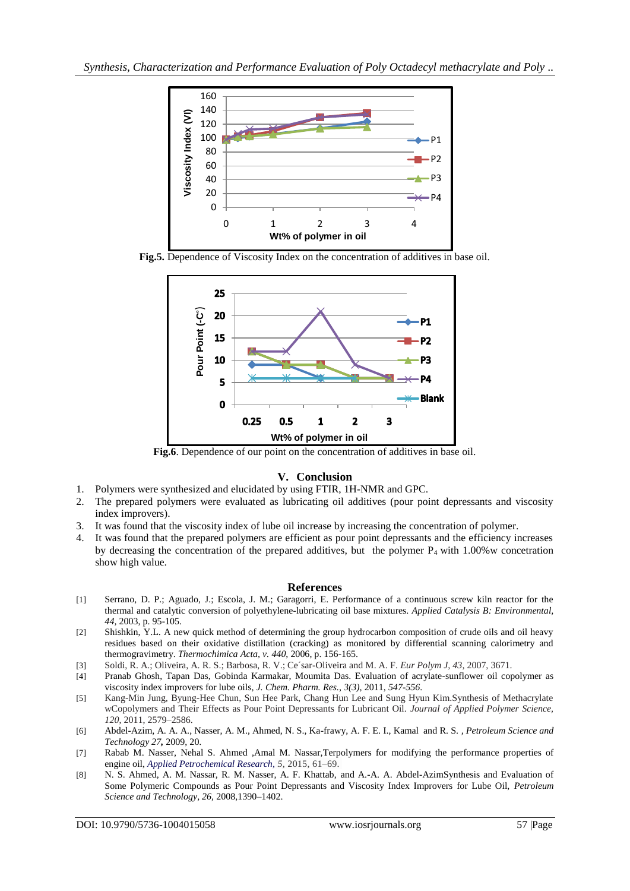**Fig.5.** Dependence of Viscosity Index on the concentration of additives in base oil.

**Fig.6**. Dependence of our point on the concentration of additives in base oil.

## V. Conclusion

1. Polymers were synthesized and elucidated by using FTIR, 1H-NMR and GPC.
2. The prepared polymers were evaluated as lubricating oil additives (pour point depressants and viscosity index improvers).
3. It was found that the viscosity index of lube oil increase by increasing the concentration of polymer.
4. It was found that the prepared polymers are efficient as pour point depressants and the efficiency increases by decreasing the concentration of the prepared additives, but the polymer $P_4$ with 1.00%w concetration show high value.

## References

[1] Serrano, D. P.; Aguado, J.; Escola, J. M.; Garagorri, E. Performance of a continuous screw kiln reactor for the thermal and catalytic conversion of polyethylene-lubricating oil base mixtures. *Applied Catalysis B: Environmental, 44*, 2003, p. 95-105.

[2] Shishkin, Y.L. A new quick method of determining the group hydrocarbon composition of crude oils and oil heavy residues based on their oxidative distillation (cracking) as monitored by differential scanning calorimetry and thermogravimetry. *Thermochimica Acta, v. 440*, 2006, p. 156-165.

[3] Soldi, R. A.; Oliveira, A. R. S.; Barbosa, R. V.; Ce´sar-Oliveira and M. A. F. *Eur Polym J, 43*, 2007, 3671.

[4] Pranab Ghosh, Tapan Das, Gobinda Karmakar, Moumita Das. Evaluation of acrylate-sunflower oil copolymer as viscosity index improvers for lube oils, *J. Chem. Pharm. Res., 3(3)*, 2011, *547-556*.

[5] Kang-Min Jung, Byung-Hee Chun, Sun Hee Park, Chang Hun Lee and Sung Hyun Kim.Synthesis of Methacrylate wCopolymers and Their Effects as Pour Point Depressants for Lubricant Oil. *Journal of Applied Polymer Science, 120*, 2011, 2579–2586.

[6] Abdel-Azim, A. A. A., Nasser, A. M., Ahmed, N. S., Ka-frawy, A. F. E. I., Kamal and R. S. *, Petroleum Science and Technology 27,* 2009, 20.

[7] Rabab M. Nasser, Nehal S. Ahmed ,Amal M. Nassar,Terpolymers for modifying the performance properties of engine oil, *Applied Petrochemical Research, 5*, 2015, 61–69.

[8] N. S. Ahmed, A. M. Nassar, R. M. Nasser, A. F. Khattab, and A.-A. A. Abdel-AzimSynthesis and Evaluation of Some Polymeric Compounds as Pour Point Depressants and Viscosity Index Improvers for Lube Oil, *Petroleum Science and Technology, 26,* 2008,1390–1402.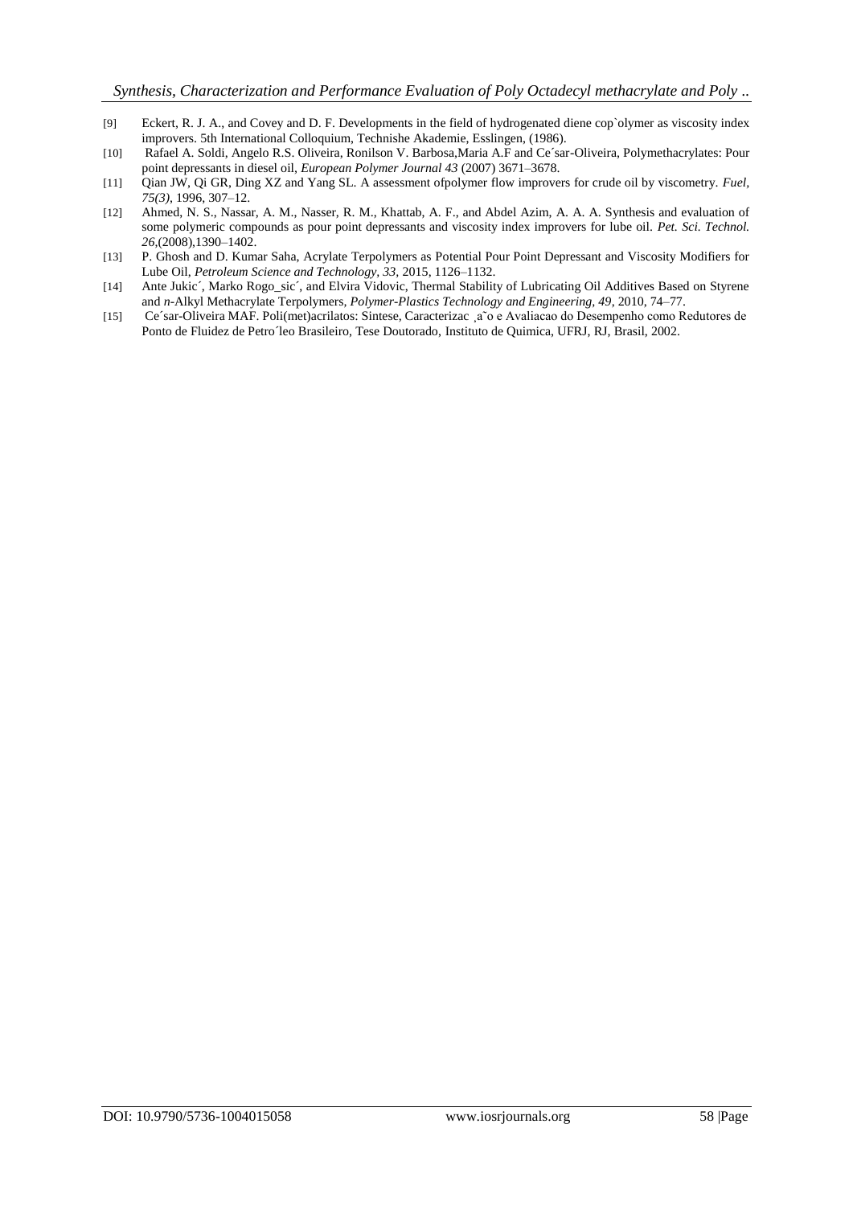[9] Eckert, R. J. A., and Covey and D. F. Developments in the field of hydrogenated diene cop`olymer as viscosity index improvers. 5th International Colloquium, Technishe Akademie, Esslingen, (1986).

[10] Rafael A. Soldi, Angelo R.S. Oliveira, Ronilson V. Barbosa,Maria A.F and Ce´sar-Oliveira, Polymethacrylates: Pour point depressants in diesel oil, *European Polymer Journal 43* (2007) 3671–3678.

[11] Qian JW, Qi GR, Ding XZ and Yang SL. A assessment ofpolymer flow improvers for crude oil by viscometry. *Fuel, 75(3)*, 1996, 307–12.

[12] Ahmed, N. S., Nassar, A. M., Nasser, R. M., Khattab, A. F., and Abdel Azim, A. A. A. Synthesis and evaluation of some polymeric compounds as pour point depressants and viscosity index improvers for lube oil. *Pet. Sci. Technol. 26*,(2008),1390–1402.

[13] P. Ghosh and D. Kumar Saha, Acrylate Terpolymers as Potential Pour Point Depressant and Viscosity Modifiers for Lube Oil, *Petroleum Science and Technology, 33*, 2015, 1126–1132.

[14] Ante Jukic´, Marko Rogo_sic´, and Elvira Vidovic, Thermal Stability of Lubricating Oil Additives Based on Styrene and *n*-Alkyl Methacrylate Terpolymers, *Polymer-Plastics Technology and Engineering, 49*, 2010, 74–77.

[15] Ce´sar-Oliveira MAF. Poli(met)acrilatos: Sintese, Caracterizac ¸a˜o e Avaliacao do Desempenho como Redutores de Ponto de Fluidez de Petro´leo Brasileiro, Tese Doutorado, Instituto de Quimica, UFRJ, RJ, Brasil, 2002.